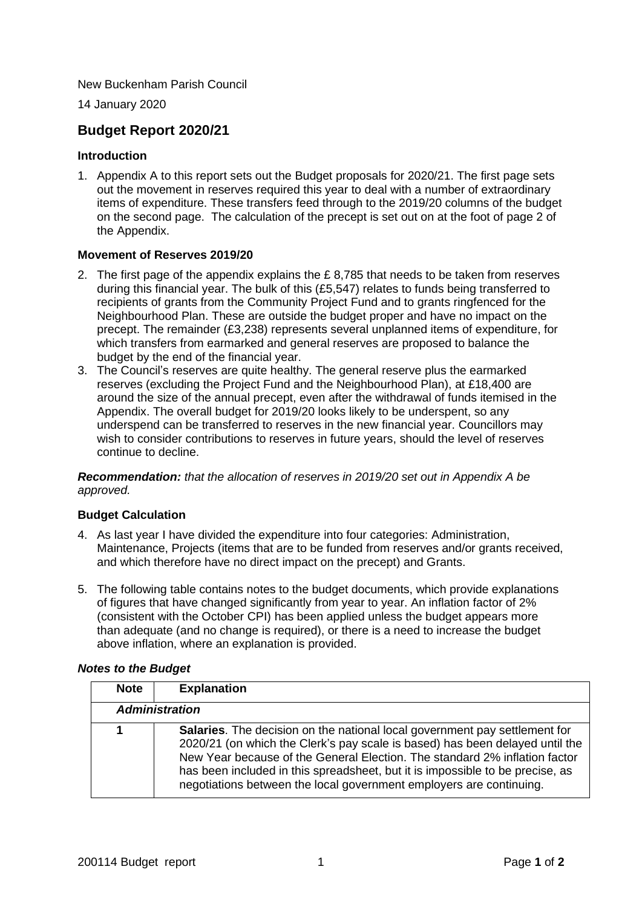New Buckenham Parish Council

14 January 2020

# Budget Report 2020/21

### Introduction

1. Appendix A to this report sets out the Budget proposals for 2020/21. The first page sets out the movement in reserves required this year to deal with a number of extraordinary items of expenditure. These transfers feed through to the 2019/20 columns of the budget on the second page. The calculation of the precept is set out on at the foot of page 2 of the Appendix.

### Movement of Reserves 2019/20

2. The first page of the appendix explains the £ 8,785 that needs to be taken from reserves during this financial year. The bulk of this (£5,547) relates to funds being transferred to recipients of grants from the Community Project Fund and to grants ringfenced for the Neighbourhood Plan. These are outside the budget proper and have no impact on the precept. The remainder (£3,238) represents several unplanned items of expenditure, for which transfers from earmarked and general reserves are proposed to balance the budget by the end of the financial year.
3. The Council's reserves are quite healthy. The general reserve plus the earmarked reserves (excluding the Project Fund and the Neighbourhood Plan), at £18,400 are around the size of the annual precept, even after the withdrawal of funds itemised in the Appendix. The overall budget for 2019/20 looks likely to be underspent, so any underspend can be transferred to reserves in the new financial year. Councillors may wish to consider contributions to reserves in future years, should the level of reserves continue to decline.

***Recommendation:*** *that the allocation of reserves in 2019/20 set out in Appendix A be approved.*

### Budget Calculation

4. As last year I have divided the expenditure into four categories: Administration, Maintenance, Projects (items that are to be funded from reserves and/or grants received, and which therefore have no direct impact on the precept) and Grants.

5. The following table contains notes to the budget documents, which provide explanations of figures that have changed significantly from year to year. An inflation factor of 2% (consistent with the October CPI) has been applied unless the budget appears more than adequate (and no change is required), or there is a need to increase the budget above inflation, where an explanation is provided.

***Notes to the Budget***

| Note | Explanation |
|---|---|
| ***Administration*** | |
| **1** | **Salaries**. The decision on the national local government pay settlement for 2020/21 (on which the Clerk's pay scale is based) has been delayed until the New Year because of the General Election. The standard 2% inflation factor has been included in this spreadsheet, but it is impossible to be precise, as negotiations between the local government employers are continuing. |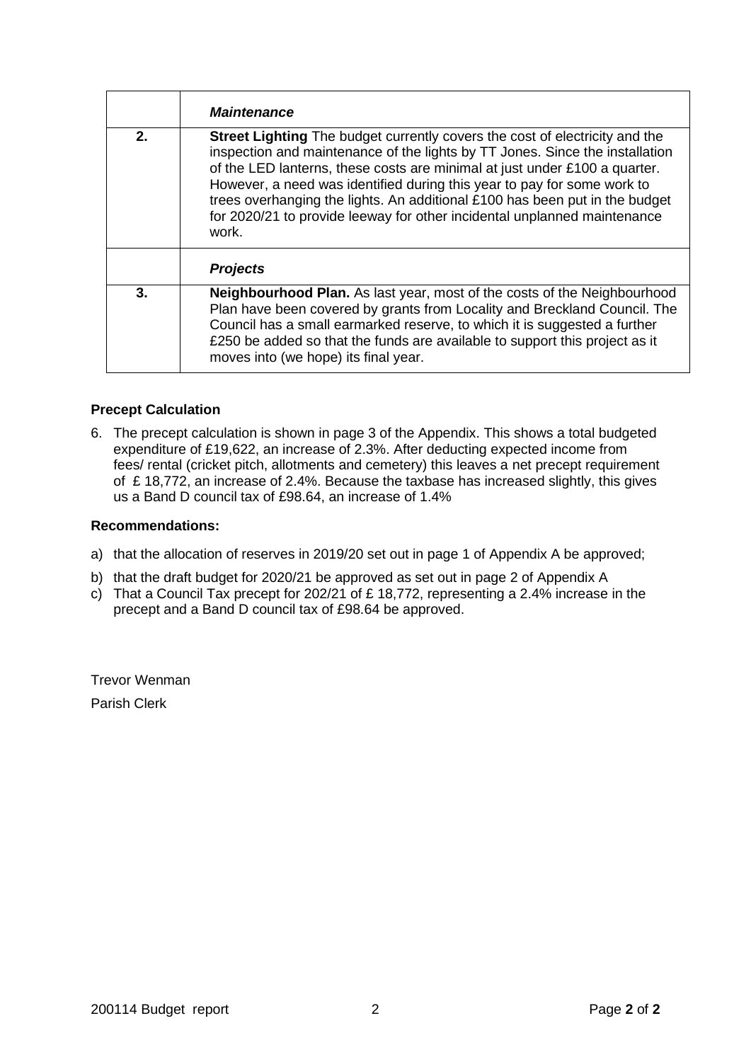| | |
|---|---|
| | ***Maintenance*** |
| **2.** | **Street Lighting** The budget currently covers the cost of electricity and the inspection and maintenance of the lights by TT Jones. Since the installation of the LED lanterns, these costs are minimal at just under £100 a quarter. However, a need was identified during this year to pay for some work to trees overhanging the lights. An additional £100 has been put in the budget for 2020/21 to provide leeway for other incidental unplanned maintenance work. |
| | ***Projects*** |
| **3.** | **Neighbourhood Plan.** As last year, most of the costs of the Neighbourhood Plan have been covered by grants from Locality and Breckland Council. The Council has a small earmarked reserve, to which it is suggested a further £250 be added so that the funds are available to support this project as it moves into (we hope) its final year. |

**Precept Calculation**

6. The precept calculation is shown in page 3 of the Appendix. This shows a total budgeted expenditure of £19,622, an increase of 2.3%. After deducting expected income from fees/ rental (cricket pitch, allotments and cemetery) this leaves a net precept requirement of £ 18,772, an increase of 2.4%. Because the taxbase has increased slightly, this gives us a Band D council tax of £98.64, an increase of 1.4%

**Recommendations:**

a) that the allocation of reserves in 2019/20 set out in page 1 of Appendix A be approved;

b) that the draft budget for 2020/21 be approved as set out in page 2 of Appendix A

c) That a Council Tax precept for 202/21 of £ 18,772, representing a 2.4% increase in the precept and a Band D council tax of £98.64 be approved.

Trevor Wenman

Parish Clerk